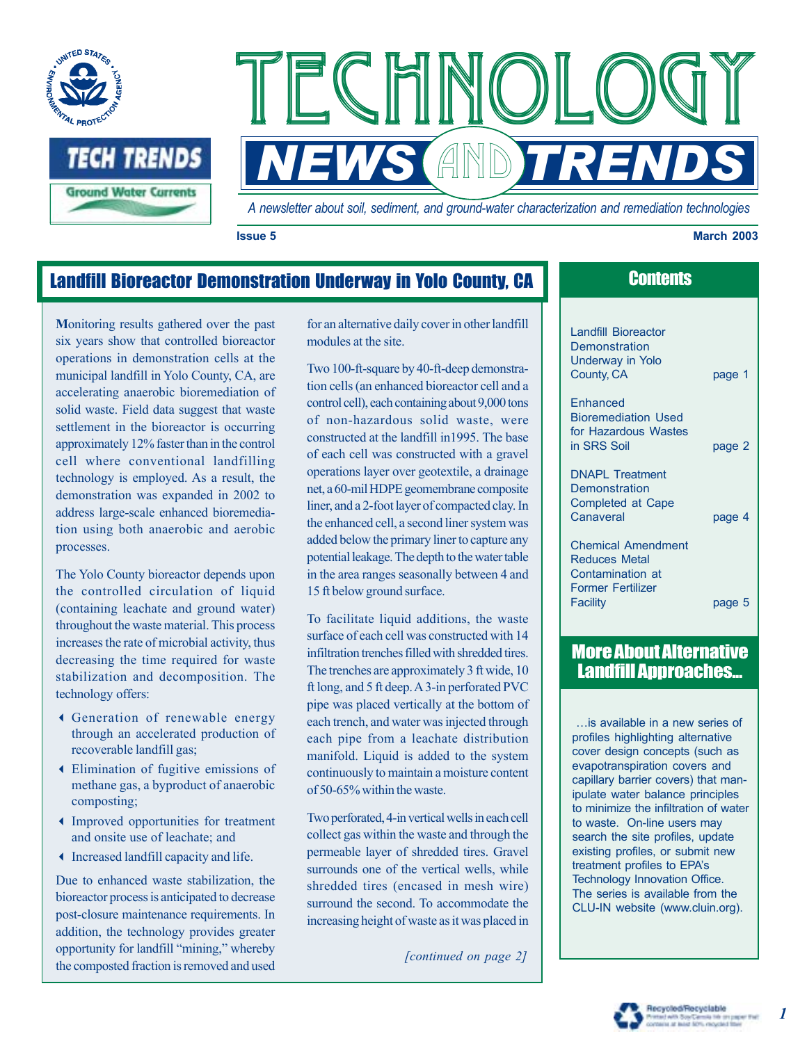# TECHNOLOGY NEWS AND TRENDS

*A newsletter about soil, sediment, and ground-water characterization and remediation technologies*

**Issue 5** **March 2003**

TECH TRENDS

Ground Water Currents

## Landfill Bioreactor Demonstration Underway in Yolo County, CA

**M**onitoring results gathered over the past six years show that controlled bioreactor operations in demonstration cells at the municipal landfill in Yolo County, CA, are accelerating anaerobic bioremediation of solid waste. Field data suggest that waste settlement in the bioreactor is occurring approximately 12% faster than in the control cell where conventional landfilling technology is employed. As a result, the demonstration was expanded in 2002 to address large-scale enhanced bioremediation using both anaerobic and aerobic processes.

The Yolo County bioreactor depends upon the controlled circulation of liquid (containing leachate and ground water) throughout the waste material. This process increases the rate of microbial activity, thus decreasing the time required for waste stabilization and decomposition. The technology offers:

- Generation of renewable energy through an accelerated production of recoverable landfill gas;
- Elimination of fugitive emissions of methane gas, a byproduct of anaerobic composting;
- Improved opportunities for treatment and onsite use of leachate; and
- Increased landfill capacity and life.

Due to enhanced waste stabilization, the bioreactor process is anticipated to decrease post-closure maintenance requirements. In addition, the technology provides greater opportunity for landfill "mining," whereby the composted fraction is removed and used for an alternative daily cover in other landfill modules at the site.

Two 100-ft-square by 40-ft-deep demonstration cells (an enhanced bioreactor cell and a control cell), each containing about 9,000 tons of non-hazardous solid waste, were constructed at the landfill in1995. The base of each cell was constructed with a gravel operations layer over geotextile, a drainage net, a 60-mil HDPE geomembrane composite liner, and a 2-foot layer of compacted clay. In the enhanced cell, a second liner system was added below the primary liner to capture any potential leakage. The depth to the water table in the area ranges seasonally between 4 and 15 ft below ground surface.

To facilitate liquid additions, the waste surface of each cell was constructed with 14 infiltration trenches filled with shredded tires. The trenches are approximately 3 ft wide, 10 ft long, and 5 ft deep. A 3-in perforated PVC pipe was placed vertically at the bottom of each trench, and water was injected through each pipe from a leachate distribution manifold. Liquid is added to the system continuously to maintain a moisture content of 50-65% within the waste.

Two perforated, 4-in vertical wells in each cell collect gas within the waste and through the permeable layer of shredded tires. Gravel surrounds one of the vertical wells, while shredded tires (encased in mesh wire) surround the second. To accommodate the increasing height of waste as it was placed in

*[continued on page 2]*

## Contents

| | |
|---|---|
| Landfill Bioreactor Demonstration Underway in Yolo County, CA | page 1 |
| Enhanced Bioremediation Used for Hazardous Wastes in SRS Soil | page 2 |
| DNAPL Treatment Demonstration Completed at Cape Canaveral | page 4 |
| Chemical Amendment Reduces Metal Contamination at Former Fertilizer Facility | page 5 |

## More About Alternative Landfill Approaches...

…is available in a new series of profiles highlighting alternative cover design concepts (such as evapotranspiration covers and capillary barrier covers) that manipulate water balance principles to minimize the infiltration of water to waste. On-line users may search the site profiles, update existing profiles, or submit new treatment profiles to EPA's Technology Innovation Office. The series is available from the CLU-IN website (www.cluin.org).

Recycled/Recyclable
Printed with Soy/Canola Ink on paper that contains at least 50% recycled fiber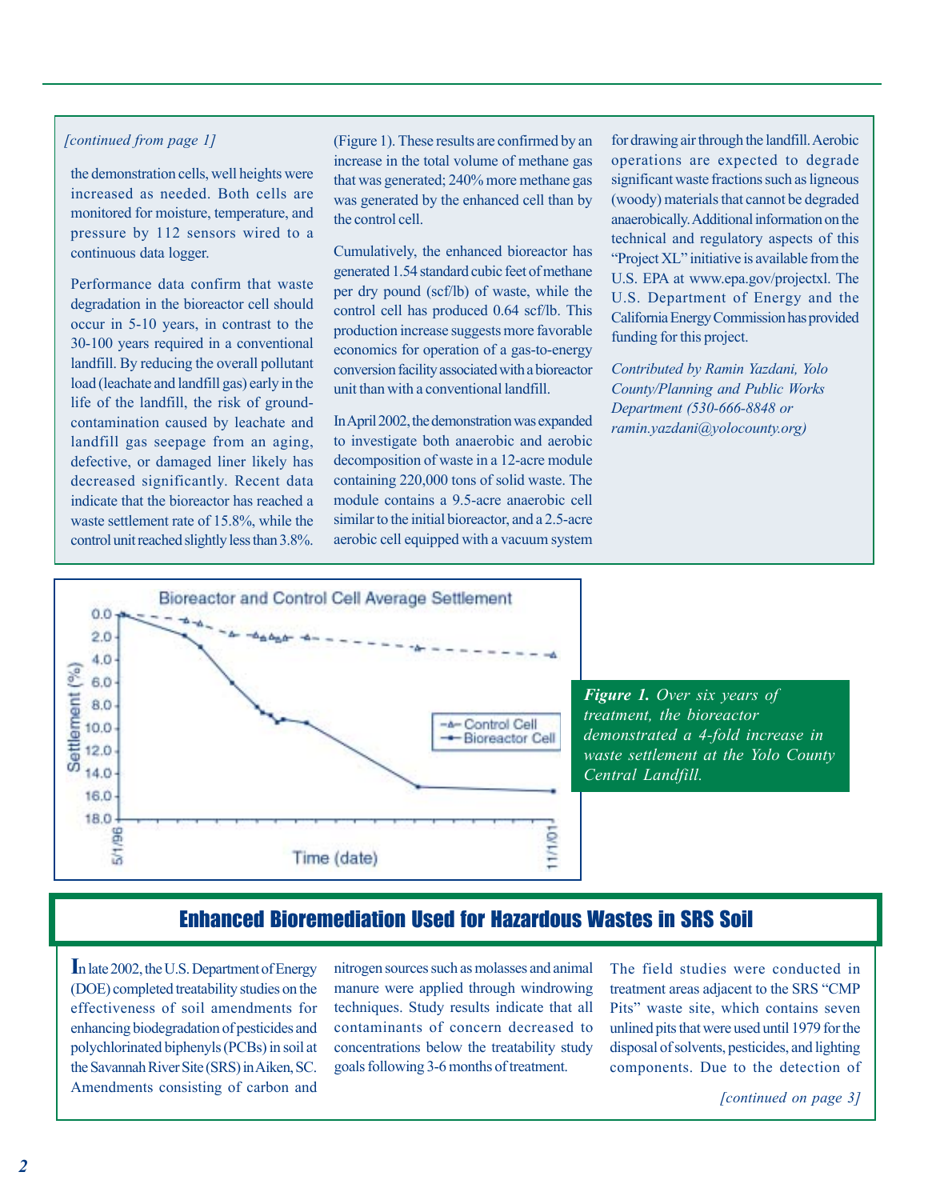*[continued from page 1]*

the demonstration cells, well heights were increased as needed. Both cells are monitored for moisture, temperature, and pressure by 112 sensors wired to a continuous data logger.

Performance data confirm that waste degradation in the bioreactor cell should occur in 5-10 years, in contrast to the 30-100 years required in a conventional landfill. By reducing the overall pollutant load (leachate and landfill gas) early in the life of the landfill, the risk of ground-contamination caused by leachate and landfill gas seepage from an aging, defective, or damaged liner likely has decreased significantly. Recent data indicate that the bioreactor has reached a waste settlement rate of 15.8%, while the control unit reached slightly less than 3.8% (Figure 1). These results are confirmed by an increase in the total volume of methane gas that was generated; 240% more methane gas was generated by the enhanced cell than by the control cell.

Cumulatively, the enhanced bioreactor has generated 1.54 standard cubic feet of methane per dry pound (scf/lb) of waste, while the control cell has produced 0.64 scf/lb. This production increase suggests more favorable economics for operation of a gas-to-energy conversion facility associated with a bioreactor unit than with a conventional landfill.

In April 2002, the demonstration was expanded to investigate both anaerobic and aerobic decomposition of waste in a 12-acre module containing 220,000 tons of solid waste. The module contains a 9.5-acre anaerobic cell similar to the initial bioreactor, and a 2.5-acre aerobic cell equipped with a vacuum system for drawing air through the landfill. Aerobic operations are expected to degrade significant waste fractions such as ligneous (woody) materials that cannot be degraded anaerobically. Additional information on the technical and regulatory aspects of this "Project XL" initiative is available from the U.S. EPA at www.epa.gov/projectxl. The U.S. Department of Energy and the California Energy Commission has provided funding for this project.

*Contributed by Ramin Yazdani, Yolo County/Planning and Public Works Department (530-666-8848 or ramin.yazdani@yolocounty.org)*

**Figure 1.** *Over six years of treatment, the bioreactor demonstrated a 4-fold increase in waste settlement at the Yolo County Central Landfill.*

## Enhanced Bioremediation Used for Hazardous Wastes in SRS Soil

In late 2002, the U.S. Department of Energy (DOE) completed treatability studies on the effectiveness of soil amendments for enhancing biodegradation of pesticides and polychlorinated biphenyls (PCBs) in soil at the Savannah River Site (SRS) in Aiken, SC. Amendments consisting of carbon and nitrogen sources such as molasses and animal manure were applied through windrowing techniques. Study results indicate that all contaminants of concern decreased to concentrations below the treatability study goals following 3-6 months of treatment.

The field studies were conducted in treatment areas adjacent to the SRS "CMP Pits" waste site, which contains seven unlined pits that were used until 1979 for the disposal of solvents, pesticides, and lighting components. Due to the detection of

*[continued on page 3]*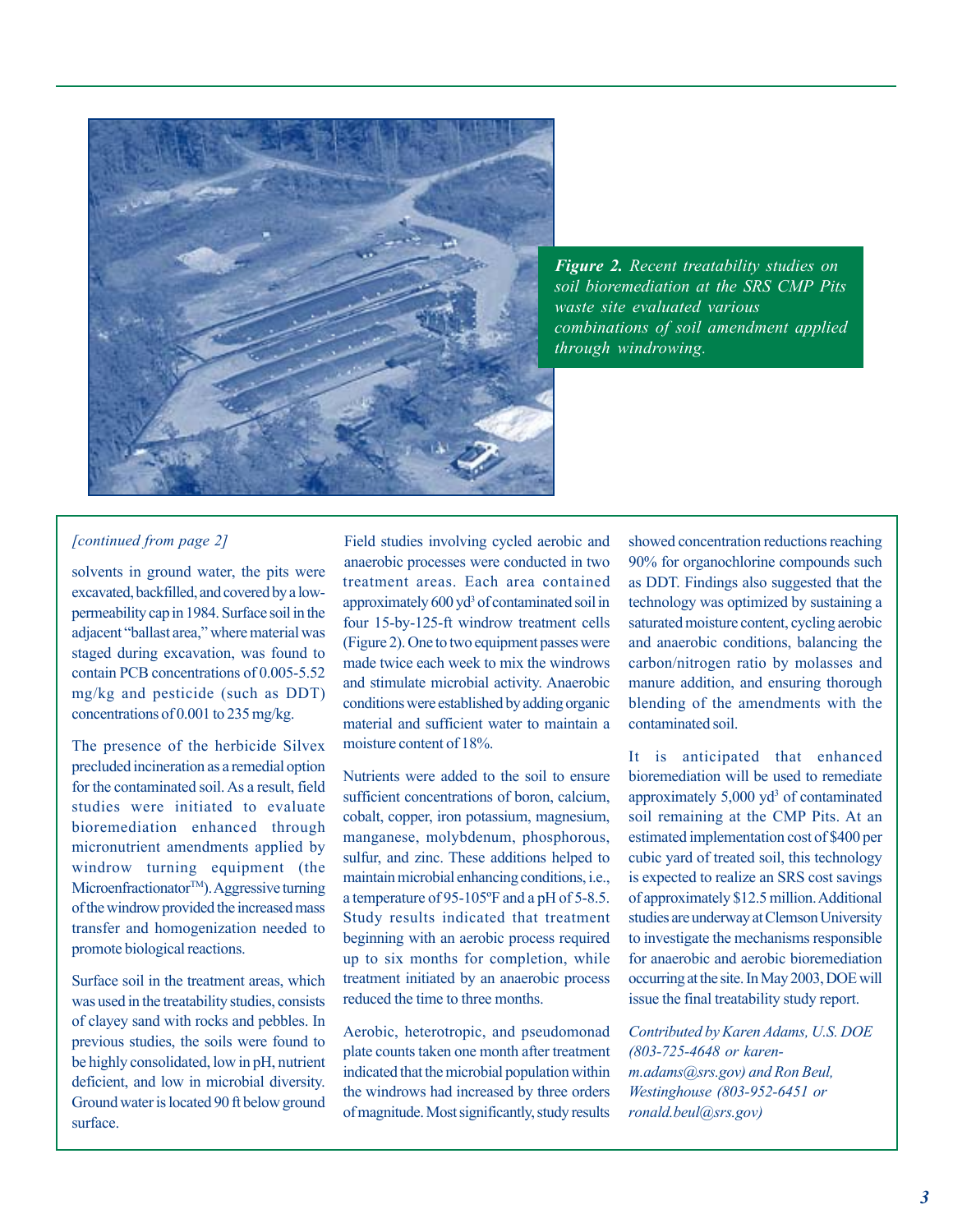*Figure 2. Recent treatability studies on soil bioremediation at the SRS CMP Pits waste site evaluated various combinations of soil amendment applied through windrowing.*

*[continued from page 2]*

solvents in ground water, the pits were excavated, backfilled, and covered by a low-permeability cap in 1984. Surface soil in the adjacent "ballast area," where material was staged during excavation, was found to contain PCB concentrations of 0.005-5.52 mg/kg and pesticide (such as DDT) concentrations of 0.001 to 235 mg/kg.

The presence of the herbicide Silvex precluded incineration as a remedial option for the contaminated soil. As a result, field studies were initiated to evaluate bioremediation enhanced through micronutrient amendments applied by window turning equipment (the Microenfractionator™). Aggressive turning of the window provided the increased mass transfer and homogenization needed to promote biological reactions.

Surface soil in the treatment areas, which was used in the treatability studies, consists of clayey sand with rocks and pebbles. In previous studies, the soils were found to be highly consolidated, low in pH, nutrient deficient, and low in microbial diversity. Ground water is located 90 ft below ground surface.

Field studies involving cycled aerobic and anaerobic processes were conducted in two treatment areas. Each area contained approximately 600 $yd^3$ of contaminated soil in four 15-by-125-ft windrow treatment cells (Figure 2). One to two equipment passes were made twice each week to mix the windrows and stimulate microbial activity. Anaerobic conditions were established by adding organic material and sufficient water to maintain a moisture content of 18%.

Nutrients were added to the soil to ensure sufficient concentrations of boron, calcium, cobalt, copper, iron potassium, magnesium, manganese, molybdenum, phosphorous, sulfur, and zinc. These additions helped to maintain microbial enhancing conditions, i.e., a temperature of 95-105ºF and a pH of 5-8.5. Study results indicated that treatment beginning with an aerobic process required up to six months for completion, while treatment initiated by an anaerobic process reduced the time to three months.

Aerobic, heterotropic, and pseudomonad plate counts taken one month after treatment indicated that the microbial population within the windrows had increased by three orders of magnitude. Most significantly, study results showed concentration reductions reaching 90% for organochlorine compounds such as DDT. Findings also suggested that the technology was optimized by sustaining a saturated moisture content, cycling aerobic and anaerobic conditions, balancing the carbon/nitrogen ratio by molasses and manure addition, and ensuring thorough blending of the amendments with the contaminated soil.

It is anticipated that enhanced bioremediation will be used to remediate approximately 5,000 $yd^3$ of contaminated soil remaining at the CMP Pits. At an estimated implementation cost of $400 per cubic yard of treated soil, this technology is expected to realize an SRS cost savings of approximately $12.5 million. Additional studies are underway at Clemson University to investigate the mechanisms responsible for anaerobic and aerobic bioremediation occurring at the site. In May 2003, DOE will issue the final treatability study report.

*Contributed by Karen Adams, U.S. DOE (803-725-4648 or karen-m.adams@srs.gov) and Ron Beul, Westinghouse (803-952-6451 or ronald.beul@srs.gov)*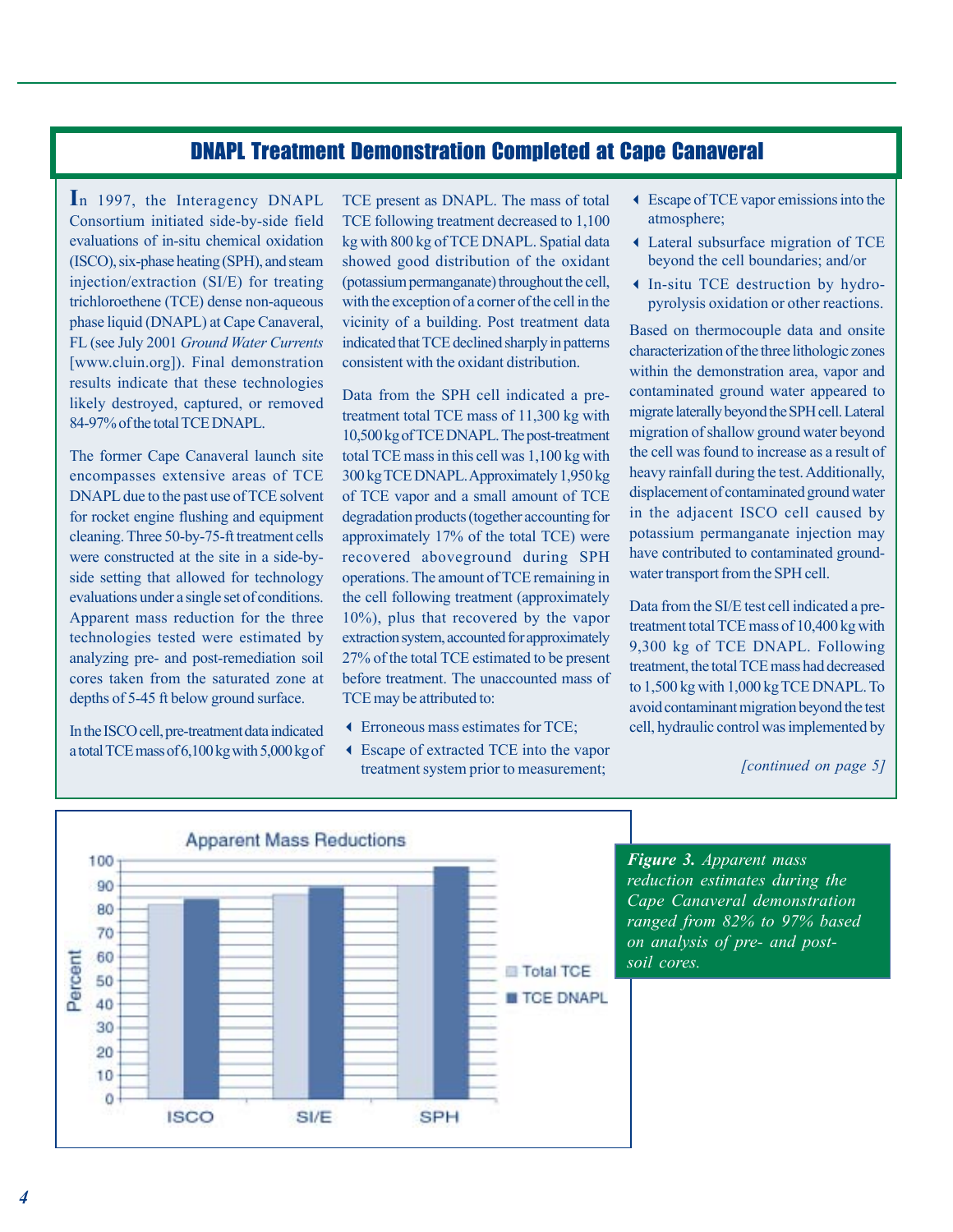## DNAPL Treatment Demonstration Completed at Cape Canaveral

In 1997, the Interagency DNAPL Consortium initiated side-by-side field evaluations of in-situ chemical oxidation (ISCO), six-phase heating (SPH), and steam injection/extraction (SI/E) for treating trichloroethene (TCE) dense non-aqueous phase liquid (DNAPL) at Cape Canaveral, FL (see July 2001 *Ground Water Currents* [www.cluin.org]). Final demonstration results indicate that these technologies likely destroyed, captured, or removed 84-97% of the total TCE DNAPL.

The former Cape Canaveral launch site encompasses extensive areas of TCE DNAPL due to the past use of TCE solvent for rocket engine flushing and equipment cleaning. Three 50-by-75-ft treatment cells were constructed at the site in a side-by-side setting that allowed for technology evaluations under a single set of conditions. Apparent mass reduction for the three technologies tested were estimated by analyzing pre- and post-remediation soil cores taken from the saturated zone at depths of 5-45 ft below ground surface.

In the ISCO cell, pre-treatment data indicated a total TCE mass of 6,100 kg with 5,000 kg of TCE present as DNAPL. The mass of total TCE following treatment decreased to 1,100 kg with 800 kg of TCE DNAPL. Spatial data showed good distribution of the oxidant (potassium permanganate) throughout the cell, with the exception of a corner of the cell in the vicinity of a building. Post treatment data indicated that TCE declined sharply in patterns consistent with the oxidant distribution.

Data from the SPH cell indicated a pre-treatment total TCE mass of 11,300 kg with 10,500 kg of TCE DNAPL. The post-treatment total TCE mass in this cell was 1,100 kg with 300 kg TCE DNAPL. Approximately 1,950 kg of TCE vapor and a small amount of TCE degradation products (together accounting for approximately 17% of the total TCE) were recovered aboveground during SPH operations. The amount of TCE remaining in the cell following treatment (approximately 10%), plus that recovered by the vapor extraction system, accounted for approximately 27% of the total TCE estimated to be present before treatment. The unaccounted mass of TCE may be attributed to:

- Erroneous mass estimates for TCE;
- Escape of extracted TCE into the vapor treatment system prior to measurement;
- Escape of TCE vapor emissions into the atmosphere;
- Lateral subsurface migration of TCE beyond the cell boundaries; and/or
- In-situ TCE destruction by hydro-pyrolysis oxidation or other reactions.

Based on thermocouple data and onsite characterization of the three lithologic zones within the demonstration area, vapor and contaminated ground water appeared to migrate laterally beyond the SPH cell. Lateral migration of shallow ground water beyond the cell was found to increase as a result of heavy rainfall during the test. Additionally, displacement of contaminated ground water in the adjacent ISCO cell caused by potassium permanganate injection may have contributed to contaminated ground-water transport from the SPH cell.

Data from the SI/E test cell indicated a pre-treatment total TCE mass of 10,400 kg with 9,300 kg of TCE DNAPL. Following treatment, the total TCE mass had decreased to 1,500 kg with 1,000 kg TCE DNAPL. To avoid contaminant migration beyond the test cell, hydraulic control was implemented by

*[continued on page 5]*

***Figure 3.** Apparent mass reduction estimates during the Cape Canaveral demonstration ranged from 82% to 97% based on analysis of pre- and post-soil cores.*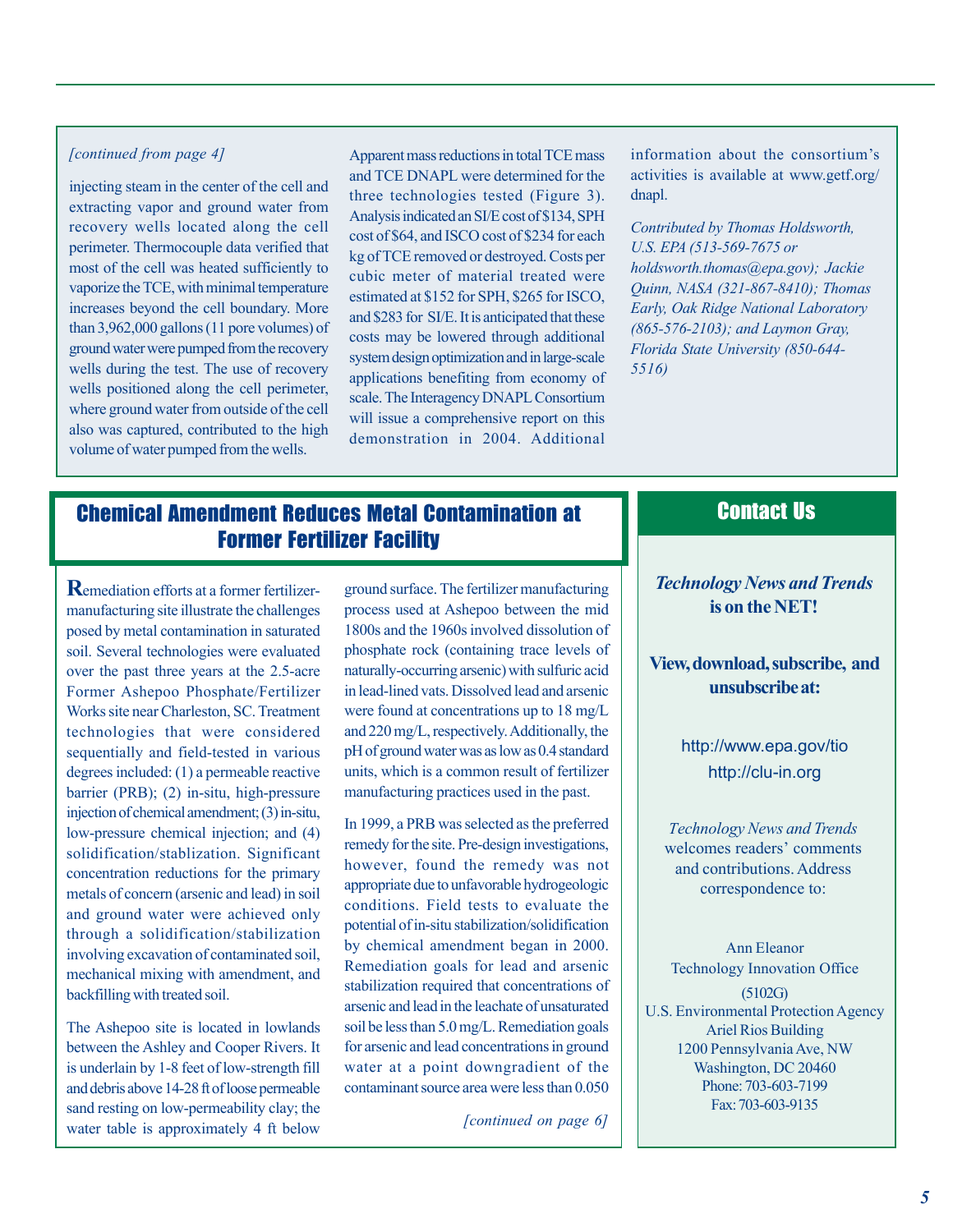*[continued from page 4]*

injecting steam in the center of the cell and extracting vapor and ground water from recovery wells located along the cell perimeter. Thermocouple data verified that most of the cell was heated sufficiently to vaporize the TCE, with minimal temperature increases beyond the cell boundary. More than 3,962,000 gallons (11 pore volumes) of ground water were pumped from the recovery wells during the test. The use of recovery wells positioned along the cell perimeter, where ground water from outside of the cell also was captured, contributed to the high volume of water pumped from the wells.

Apparent mass reductions in total TCE mass and TCE DNAPL were determined for the three technologies tested (Figure 3). Analysis indicated an SI/E cost of $134, SPH cost of $64, and ISCO cost of $234 for each kg of TCE removed or destroyed. Costs per cubic meter of material treated were estimated at $152 for SPH, $265 for ISCO, and $283 for SI/E. It is anticipated that these costs may be lowered through additional system design optimization and in large-scale applications benefiting from economy of scale. The Interagency DNAPL Consortium will issue a comprehensive report on this demonstration in 2004. Additional information about the consortium's activities is available at www.getf.org/dnapl.

*Contributed by Thomas Holdsworth, U.S. EPA (513-569-7675 or holdsworth.thomas@epa.gov); Jackie Quinn, NASA (321-867-8410); Thomas Early, Oak Ridge National Laboratory (865-576-2103); and Laymon Gray, Florida State University (850-644-5516)*

## Chemical Amendment Reduces Metal Contamination at Former Fertilizer Facility

Remediation efforts at a former fertilizer-manufacturing site illustrate the challenges posed by metal contamination in saturated soil. Several technologies were evaluated over the past three years at the 2.5-acre Former Ashepoo Phosphate/Fertilizer Works site near Charleston, SC. Treatment technologies that were considered sequentially and field-tested in various degrees included: (1) a permeable reactive barrier (PRB); (2) in-situ, high-pressure injection of chemical amendment; (3) in-situ, low-pressure chemical injection; and (4) solidification/stablization. Significant concentration reductions for the primary metals of concern (arsenic and lead) in soil and ground water were achieved only through a solidification/stabilization involving excavation of contaminated soil, mechanical mixing with amendment, and backfilling with treated soil.

The Ashepoo site is located in lowlands between the Ashley and Cooper Rivers. It is underlain by 1-8 feet of low-strength fill and debris above 14-28 ft of loose permeable sand resting on low-permeability clay; the water table is approximately 4 ft below ground surface. The fertilizer manufacturing process used at Ashepoo between the mid 1800s and the 1960s involved dissolution of phosphate rock (containing trace levels of naturally-occurring arsenic) with sulfuric acid in lead-lined vats. Dissolved lead and arsenic were found at concentrations up to 18 mg/L and 220 mg/L, respectively. Additionally, the pH of ground water was as low as 0.4 standard units, which is a common result of fertilizer manufacturing practices used in the past.

In 1999, a PRB was selected as the preferred remedy for the site. Pre-design investigations, however, found the remedy was not appropriate due to unfavorable hydrogeologic conditions. Field tests to evaluate the potential of in-situ stabilization/solidification by chemical amendment began in 2000. Remediation goals for lead and arsenic stabilization required that concentrations of arsenic and lead in the leachate of unsaturated soil be less than 5.0 mg/L. Remediation goals for arsenic and lead concentrations in ground water at a point downgradient of the contaminant source area were less than 0.050

*[continued on page 6]*

## Contact Us

***Technology News and Trends* is on the NET!**

**View, download, subscribe, and unsubscribe at:**

http://www.epa.gov/tio

http://clu-in.org

*Technology News and Trends* welcomes readers' comments and contributions. Address correspondence to:

Ann Eleanor
Technology Innovation Office
(5102G)
U.S. Environmental Protection Agency
Ariel Rios Building
1200 Pennsylvania Ave, NW
Washington, DC 20460
Phone: 703-603-7199
Fax: 703-603-9135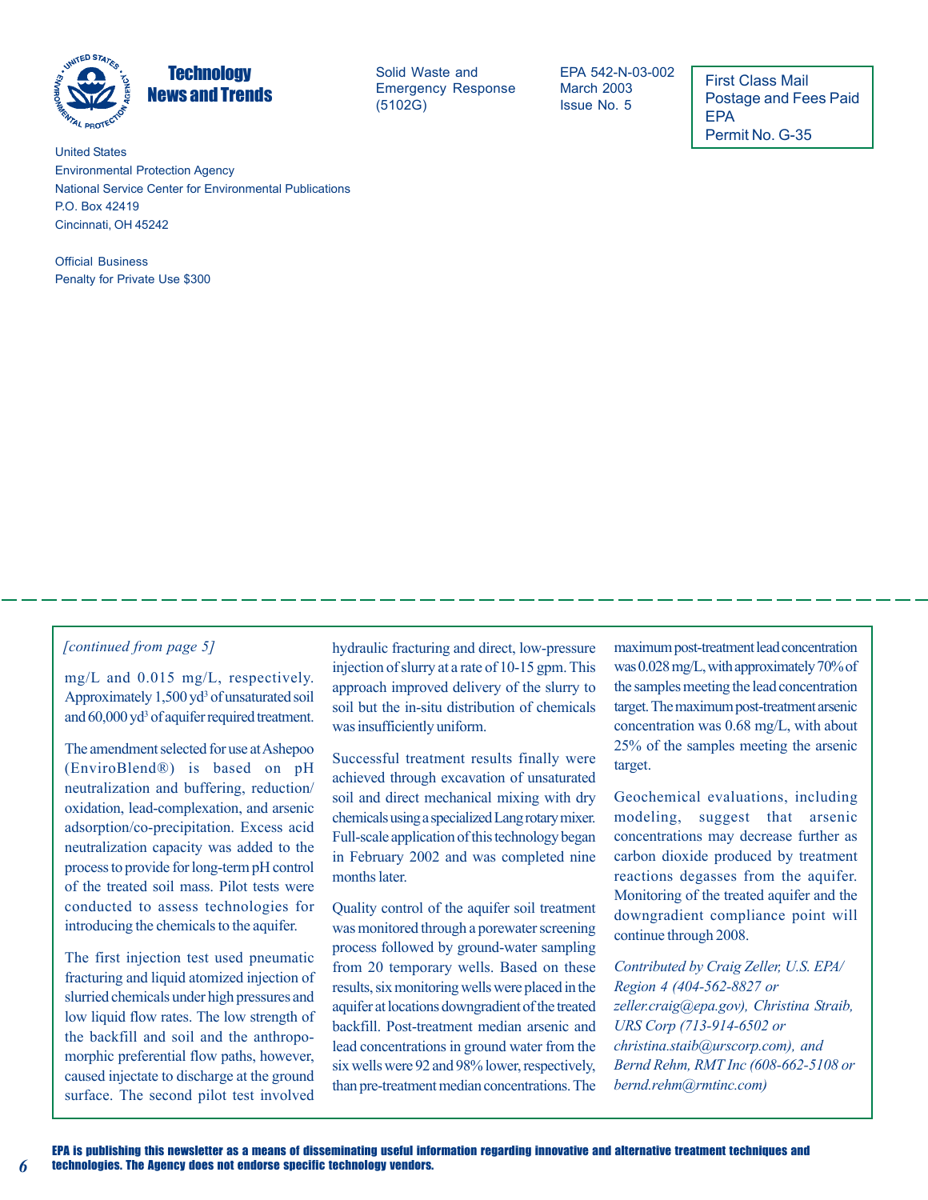**Technology News and Trends**

Solid Waste and Emergency Response (5102G)

EPA 542-N-03-002
March 2003
Issue No. 5

First Class Mail
Postage and Fees Paid
EPA
Permit No. G-35

United States
Environmental Protection Agency
National Service Center for Environmental Publications
P.O. Box 42419
Cincinnati, OH 45242

Official Business
Penalty for Private Use $300

*[continued from page 5]*

mg/L and 0.015 mg/L, respectively. Approximately 1,500 yd$^3$ of unsaturated soil and 60,000 yd$^3$ of aquifer required treatment.

The amendment selected for use at Ashepoo (EnviroBlend®) is based on pH neutralization and buffering, reduction/oxidation, lead-complexation, and arsenic adsorption/co-precipitation. Excess acid neutralization capacity was added to the process to provide for long-term pH control of the treated soil mass. Pilot tests were conducted to assess technologies for introducing the chemicals to the aquifer.

The first injection test used pneumatic fracturing and liquid atomized injection of slurried chemicals under high pressures and low liquid flow rates. The low strength of the backfill and soil and the anthropomorphic preferential flow paths, however, caused injectate to discharge at the ground surface. The second pilot test involved hydraulic fracturing and direct, low-pressure injection of slurry at a rate of 10-15 gpm. This approach improved delivery of the slurry to soil but the in-situ distribution of chemicals was insufficiently uniform.

Successful treatment results finally were achieved through excavation of unsaturated soil and direct mechanical mixing with dry chemicals using a specialized Lang rotary mixer. Full-scale application of this technology began in February 2002 and was completed nine months later.

Quality control of the aquifer soil treatment was monitored through a porewater screening process followed by ground-water sampling from 20 temporary wells. Based on these results, six monitoring wells were placed in the aquifer at locations downgradient of the treated backfill. Post-treatment median arsenic and lead concentrations in ground water from the six wells were 92 and 98% lower, respectively, than pre-treatment median concentrations. The maximum post-treatment lead concentration was 0.028 mg/L, with approximately 70% of the samples meeting the lead concentration target. The maximum post-treatment arsenic concentration was 0.68 mg/L, with about 25% of the samples meeting the arsenic target.

Geochemical evaluations, including modeling, suggest that arsenic concentrations may decrease further as carbon dioxide produced by treatment reactions degasses from the aquifer. Monitoring of the treated aquifer and the downgradient compliance point will continue through 2008.

*Contributed by Craig Zeller, U.S. EPA/Region 4 (404-562-8827 or zeller.craig@epa.gov), Christina Straib, URS Corp (713-914-6502 or christina.staib@urscorp.com), and Bernd Rehm, RMT Inc (608-662-5108 or bernd.rehm@rmtinc.com)*

**EPA is publishing this newsletter as a means of disseminating useful information regarding innovative and alternative treatment techniques and technologies. The Agency does not endorse specific technology vendors.**